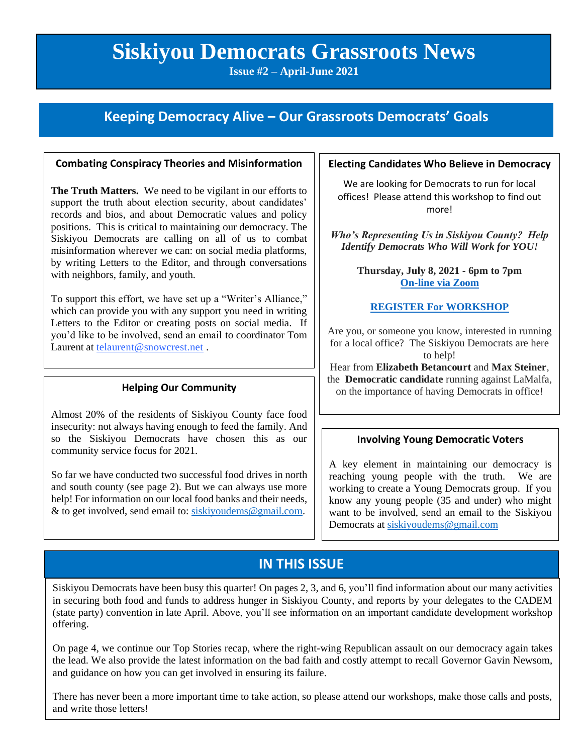# Siskiyou Democrats Grassroots News

**Issue #2 – April-June 2021**

## Keeping Democracy Alive – Our Grassroots Democrats' Goals

### Combating Conspiracy Theories and Misinformation

**The Truth Matters.** We need to be vigilant in our efforts to support the truth about election security, about candidates' records and bios, and about Democratic values and policy positions. This is critical to maintaining our democracy. The Siskiyou Democrats are calling on all of us to combat misinformation wherever we can: on social media platforms, by writing Letters to the Editor, and through conversations with neighbors, family, and youth.

To support this effort, we have set up a "Writer's Alliance," which can provide you with any support you need in writing Letters to the Editor or creating posts on social media. If you'd like to be involved, send an email to coordinator Tom Laurent at telaurent@snowcrest.net .

### Helping Our Community

Almost 20% of the residents of Siskiyou County face food insecurity: not always having enough to feed the family. And so the Siskiyou Democrats have chosen this as our community service focus for 2021.

So far we have conducted two successful food drives in north and south county (see page 2). But we can always use more help! For information on our local food banks and their needs, & to get involved, send email to: siskiyoudems@gmail.com.

### Electing Candidates Who Believe in Democracy

We are looking for Democrats to run for local offices! Please attend this workshop to find out more!

***Who's Representing Us in Siskiyou County? Help Identify Democrats Who Will Work for YOU!***

**Thursday, July 8, 2021 - 6pm to 7pm**
**On-line via Zoom**

**REGISTER For WORKSHOP**

Are you, or someone you know, interested in running for a local office? The Siskiyou Democrats are here to help!
Hear from **Elizabeth Betancourt** and **Max Steiner**, the **Democratic candidate** running against LaMalfa, on the importance of having Democrats in office!

### Involving Young Democratic Voters

A key element in maintaining our democracy is reaching young people with the truth. We are working to create a Young Democrats group. If you know any young people (35 and under) who might want to be involved, send an email to the Siskiyou Democrats at siskiyoudems@gmail.com

## IN THIS ISSUE

Siskiyou Democrats have been busy this quarter! On pages 2, 3, and 6, you'll find information about our many activities in securing both food and funds to address hunger in Siskiyou County, and reports by your delegates to the CADEM (state party) convention in late April. Above, you'll see information on an important candidate development workshop offering.

On page 4, we continue our Top Stories recap, where the right-wing Republican assault on our democracy again takes the lead. We also provide the latest information on the bad faith and costly attempt to recall Governor Gavin Newsom, and guidance on how you can get involved in ensuring its failure.

There has never been a more important time to take action, so please attend our workshops, make those calls and posts, and write those letters!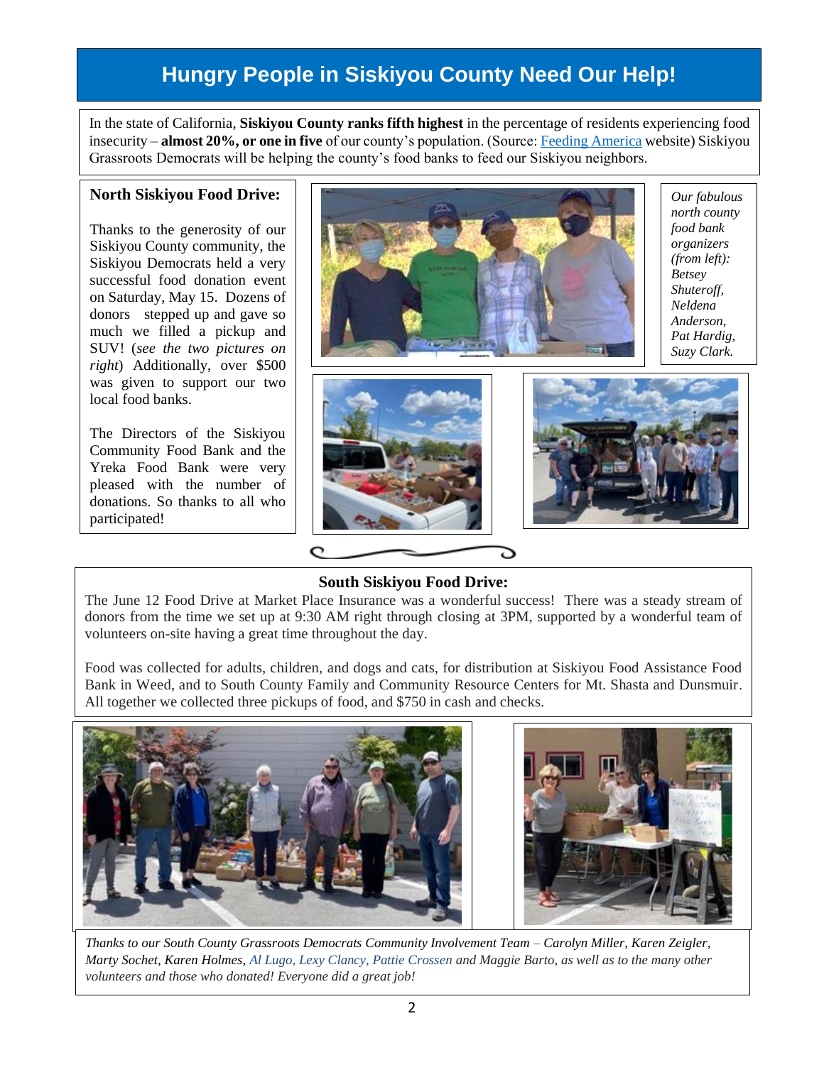# Hungry People in Siskiyou County Need Our Help!

In the state of California, **Siskiyou County ranks fifth highest** in the percentage of residents experiencing food insecurity – **almost 20%, or one in five** of our county's population. (Source: Feeding America website) Siskiyou Grassroots Democrats will be helping the county's food banks to feed our Siskiyou neighbors.

### North Siskiyou Food Drive:

Thanks to the generosity of our Siskiyou County community, the Siskiyou Democrats held a very successful food donation event on Saturday, May 15. Dozens of donors stepped up and gave so much we filled a pickup and SUV! (*see the two pictures on right*) Additionally, over $500 was given to support our two local food banks.

The Directors of the Siskiyou Community Food Bank and the Yreka Food Bank were very pleased with the number of donations. So thanks to all who participated!

*Our fabulous north county food bank organizers (from left): Betsey Shuteroff, Neldena Anderson, Pat Hardig, Suzy Clark.*

### South Siskiyou Food Drive:

The June 12 Food Drive at Market Place Insurance was a wonderful success! There was a steady stream of donors from the time we set up at 9:30 AM right through closing at 3PM, supported by a wonderful team of volunteers on-site having a great time throughout the day.

Food was collected for adults, children, and dogs and cats, for distribution at Siskiyou Food Assistance Food Bank in Weed, and to South County Family and Community Resource Centers for Mt. Shasta and Dunsmuir. All together we collected three pickups of food, and $750 in cash and checks.

*Thanks to our South County Grassroots Democrats Community Involvement Team – Carolyn Miller, Karen Zeigler, Marty Sochet, Karen Holmes, Al Lugo, Lexy Clancy, Pattie Crossen and Maggie Barto, as well as to the many other volunteers and those who donated! Everyone did a great job!*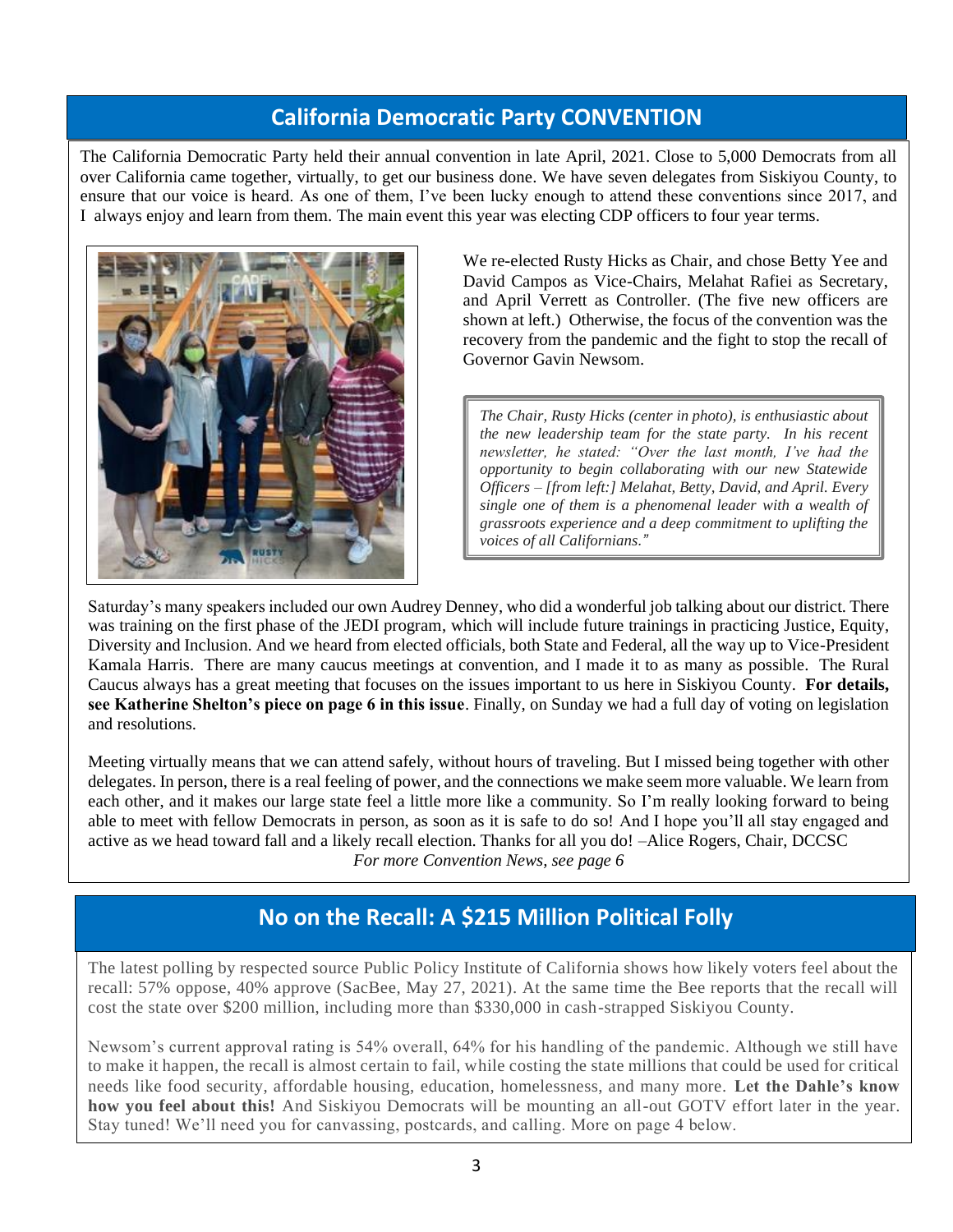## California Democratic Party CONVENTION

The California Democratic Party held their annual convention in late April, 2021. Close to 5,000 Democrats from all over California came together, virtually, to get our business done. We have seven delegates from Siskiyou County, to ensure that our voice is heard. As one of them, I've been lucky enough to attend these conventions since 2017, and I always enjoy and learn from them. The main event this year was electing CDP officers to four year terms.

We re-elected Rusty Hicks as Chair, and chose Betty Yee and David Campos as Vice-Chairs, Melahat Rafiei as Secretary, and April Verrett as Controller. (The five new officers are shown at left.) Otherwise, the focus of the convention was the recovery from the pandemic and the fight to stop the recall of Governor Gavin Newsom.

*The Chair, Rusty Hicks (center in photo), is enthusiastic about the new leadership team for the state party. In his recent newsletter, he stated: "Over the last month, I've had the opportunity to begin collaborating with our new Statewide Officers – [from left:] Melahat, Betty, David, and April. Every single one of them is a phenomenal leader with a wealth of grassroots experience and a deep commitment to uplifting the voices of all Californians."*

Saturday's many speakers included our own Audrey Denney, who did a wonderful job talking about our district. There was training on the first phase of the JEDI program, which will include future trainings in practicing Justice, Equity, Diversity and Inclusion. And we heard from elected officials, both State and Federal, all the way up to Vice-President Kamala Harris. There are many caucus meetings at convention, and I made it to as many as possible. The Rural Caucus always has a great meeting that focuses on the issues important to us here in Siskiyou County. **For details, see Katherine Shelton's piece on page 6 in this issue**. Finally, on Sunday we had a full day of voting on legislation and resolutions.

Meeting virtually means that we can attend safely, without hours of traveling. But I missed being together with other delegates. In person, there is a real feeling of power, and the connections we make seem more valuable. We learn from each other, and it makes our large state feel a little more like a community. So I'm really looking forward to being able to meet with fellow Democrats in person, as soon as it is safe to do so! And I hope you'll all stay engaged and active as we head toward fall and a likely recall election. Thanks for all you do! –Alice Rogers, Chair, DCCSC

*For more Convention News, see page 6*

## No on the Recall: A $215 Million Political Folly

The latest polling by respected source Public Policy Institute of California shows how likely voters feel about the recall: 57% oppose, 40% approve (SacBee, May 27, 2021). At the same time the Bee reports that the recall will cost the state over $200 million, including more than $330,000 in cash-strapped Siskiyou County.

Newsom's current approval rating is 54% overall, 64% for his handling of the pandemic. Although we still have to make it happen, the recall is almost certain to fail, while costing the state millions that could be used for critical needs like food security, affordable housing, education, homelessness, and many more. **Let the Dahle's know how you feel about this!** And Siskiyou Democrats will be mounting an all-out GOTV effort later in the year. Stay tuned! We'll need you for canvassing, postcards, and calling. More on page 4 below.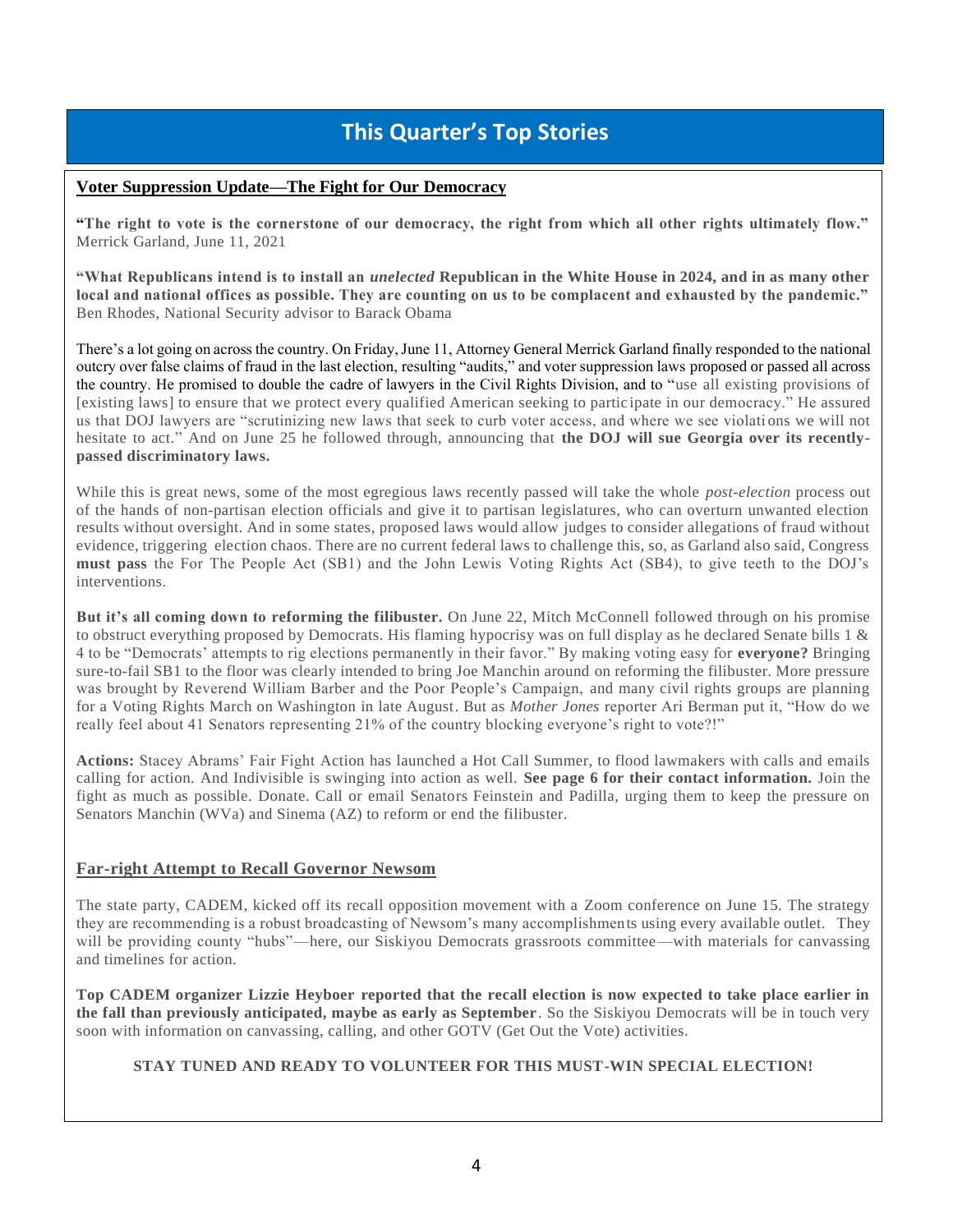# This Quarter's Top Stories

## Voter Suppression Update—The Fight for Our Democracy

**"The right to vote is the cornerstone of our democracy, the right from which all other rights ultimately flow."** Merrick Garland, June 11, 2021

**"What Republicans intend is to install an *unelected* Republican in the White House in 2024, and in as many other local and national offices as possible. They are counting on us to be complacent and exhausted by the pandemic."** Ben Rhodes, National Security advisor to Barack Obama

There's a lot going on across the country. On Friday, June 11, Attorney General Merrick Garland finally responded to the national outcry over false claims of fraud in the last election, resulting "audits," and voter suppression laws proposed or passed all across the country. He promised to double the cadre of lawyers in the Civil Rights Division, and to "use all existing provisions of [existing laws] to ensure that we protect every qualified American seeking to participate in our democracy." He assured us that DOJ lawyers are "scrutinizing new laws that seek to curb voter access, and where we see violations we will not hesitate to act." And on June 25 he followed through, announcing that **the DOJ will sue Georgia over its recently-passed discriminatory laws.**

While this is great news, some of the most egregious laws recently passed will take the whole *post-election* process out of the hands of non-partisan election officials and give it to partisan legislatures, who can overturn unwanted election results without oversight. And in some states, proposed laws would allow judges to consider allegations of fraud without evidence, triggering election chaos. There are no current federal laws to challenge this, so, as Garland also said, Congress **must pass** the For The People Act (SB1) and the John Lewis Voting Rights Act (SB4), to give teeth to the DOJ's interventions.

**But it's all coming down to reforming the filibuster.** On June 22, Mitch McConnell followed through on his promise to obstruct everything proposed by Democrats. His flaming hypocrisy was on full display as he declared Senate bills 1 & 4 to be "Democrats' attempts to rig elections permanently in their favor." By making voting easy for **everyone?** Bringing sure-to-fail SB1 to the floor was clearly intended to bring Joe Manchin around on reforming the filibuster. More pressure was brought by Reverend William Barber and the Poor People's Campaign, and many civil rights groups are planning for a Voting Rights March on Washington in late August. But as *Mother Jones* reporter Ari Berman put it, "How do we really feel about 41 Senators representing 21% of the country blocking everyone's right to vote?!"

**Actions:** Stacey Abrams' Fair Fight Action has launched a Hot Call Summer, to flood lawmakers with calls and emails calling for action. And Indivisible is swinging into action as well. **See page 6 for their contact information.** Join the fight as much as possible. Donate. Call or email Senators Feinstein and Padilla, urging them to keep the pressure on Senators Manchin (WVa) and Sinema (AZ) to reform or end the filibuster.

## Far-right Attempt to Recall Governor Newsom

The state party, CADEM, kicked off its recall opposition movement with a Zoom conference on June 15. The strategy they are recommending is a robust broadcasting of Newsom's many accomplishments using every available outlet. They will be providing county "hubs"—here, our Siskiyou Democrats grassroots committee—with materials for canvassing and timelines for action.

**Top CADEM organizer Lizzie Heyboer reported that the recall election is now expected to take place earlier in the fall than previously anticipated, maybe as early as September**. So the Siskiyou Democrats will be in touch very soon with information on canvassing, calling, and other GOTV (Get Out the Vote) activities.

**STAY TUNED AND READY TO VOLUNTEER FOR THIS MUST-WIN SPECIAL ELECTION!**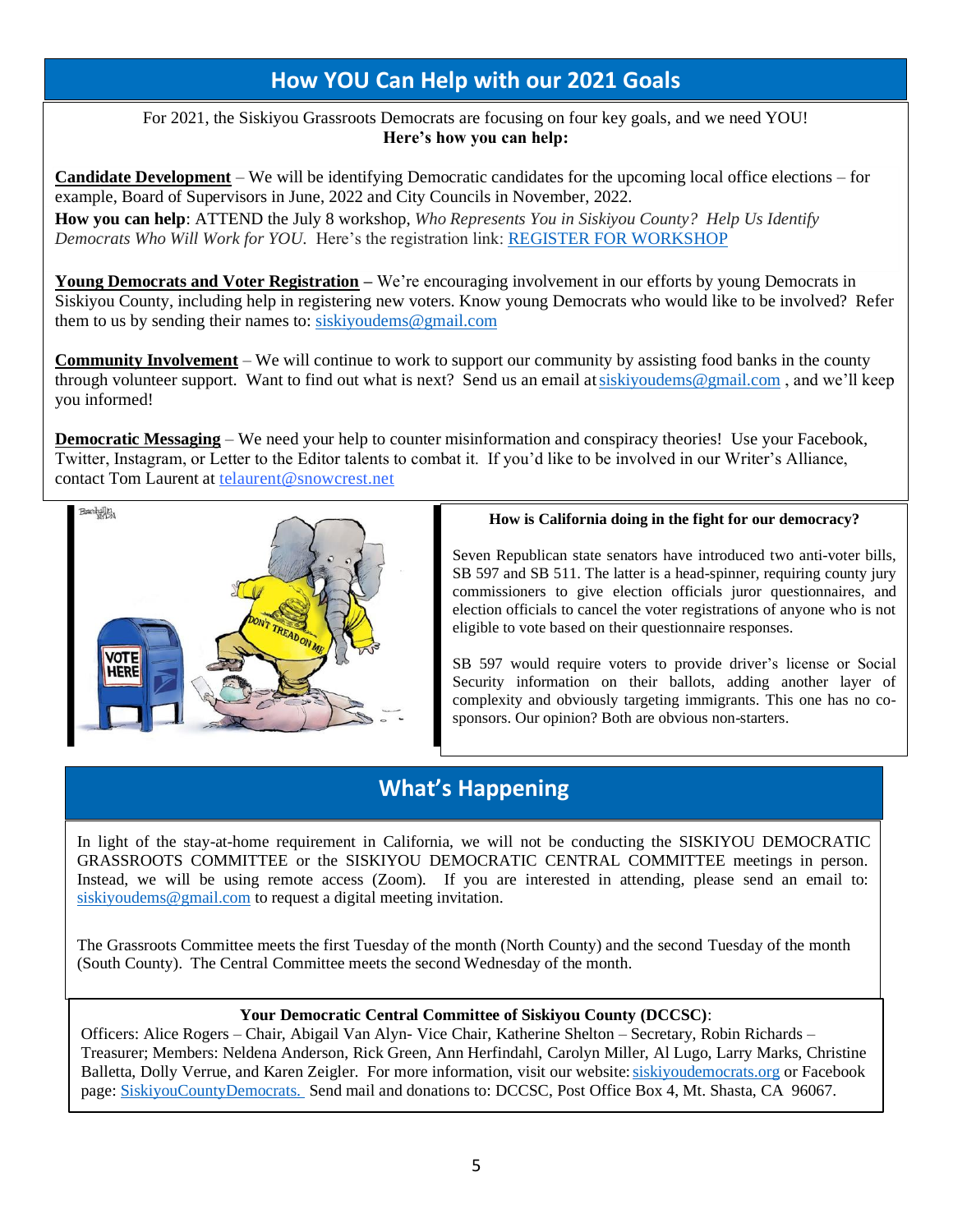## How YOU Can Help with our 2021 Goals

For 2021, the Siskiyou Grassroots Democrats are focusing on four key goals, and we need YOU!
**Here's how you can help:**

**Candidate Development** – We will be identifying Democratic candidates for the upcoming local office elections – for example, Board of Supervisors in June, 2022 and City Councils in November, 2022.
**How you can help**: ATTEND the July 8 workshop, *Who Represents You in Siskiyou County? Help Us Identify Democrats Who Will Work for YOU.* Here's the registration link: REGISTER FOR WORKSHOP

**Young Democrats and Voter Registration –** We're encouraging involvement in our efforts by young Democrats in Siskiyou County, including help in registering new voters. Know young Democrats who would like to be involved? Refer them to us by sending their names to: siskiyoudems@gmail.com

**Community Involvement** – We will continue to work to support our community by assisting food banks in the county through volunteer support. Want to find out what is next? Send us an email at siskiyoudems@gmail.com , and we'll keep you informed!

**Democratic Messaging** – We need your help to counter misinformation and conspiracy theories! Use your Facebook, Twitter, Instagram, or Letter to the Editor talents to combat it. If you'd like to be involved in our Writer's Alliance, contact Tom Laurent at telaurent@snowcrest.net

**How is California doing in the fight for our democracy?**

Seven Republican state senators have introduced two anti-voter bills, SB 597 and SB 511. The latter is a head-spinner, requiring county jury commissioners to give election officials juror questionnaires, and election officials to cancel the voter registrations of anyone who is not eligible to vote based on their questionnaire responses.

SB 597 would require voters to provide driver's license or Social Security information on their ballots, adding another layer of complexity and obviously targeting immigrants. This one has no co-sponsors. Our opinion? Both are obvious non-starters.

## What's Happening

In light of the stay-at-home requirement in California, we will not be conducting the SISKIYOU DEMOCRATIC GRASSROOTS COMMITTEE or the SISKIYOU DEMOCRATIC CENTRAL COMMITTEE meetings in person. Instead, we will be using remote access (Zoom). If you are interested in attending, please send an email to: siskiyoudems@gmail.com to request a digital meeting invitation.

The Grassroots Committee meets the first Tuesday of the month (North County) and the second Tuesday of the month (South County). The Central Committee meets the second Wednesday of the month.

**Your Democratic Central Committee of Siskiyou County (DCCSC)**:
Officers: Alice Rogers – Chair, Abigail Van Alyn- Vice Chair, Katherine Shelton – Secretary, Robin Richards – Treasurer; Members: Neldena Anderson, Rick Green, Ann Herfindahl, Carolyn Miller, Al Lugo, Larry Marks, Christine Balletta, Dolly Verrue, and Karen Zeigler. For more information, visit our website: siskiyoudemocrats.org or Facebook page: SiskiyouCountyDemocrats. Send mail and donations to: DCCSC, Post Office Box 4, Mt. Shasta, CA 96067.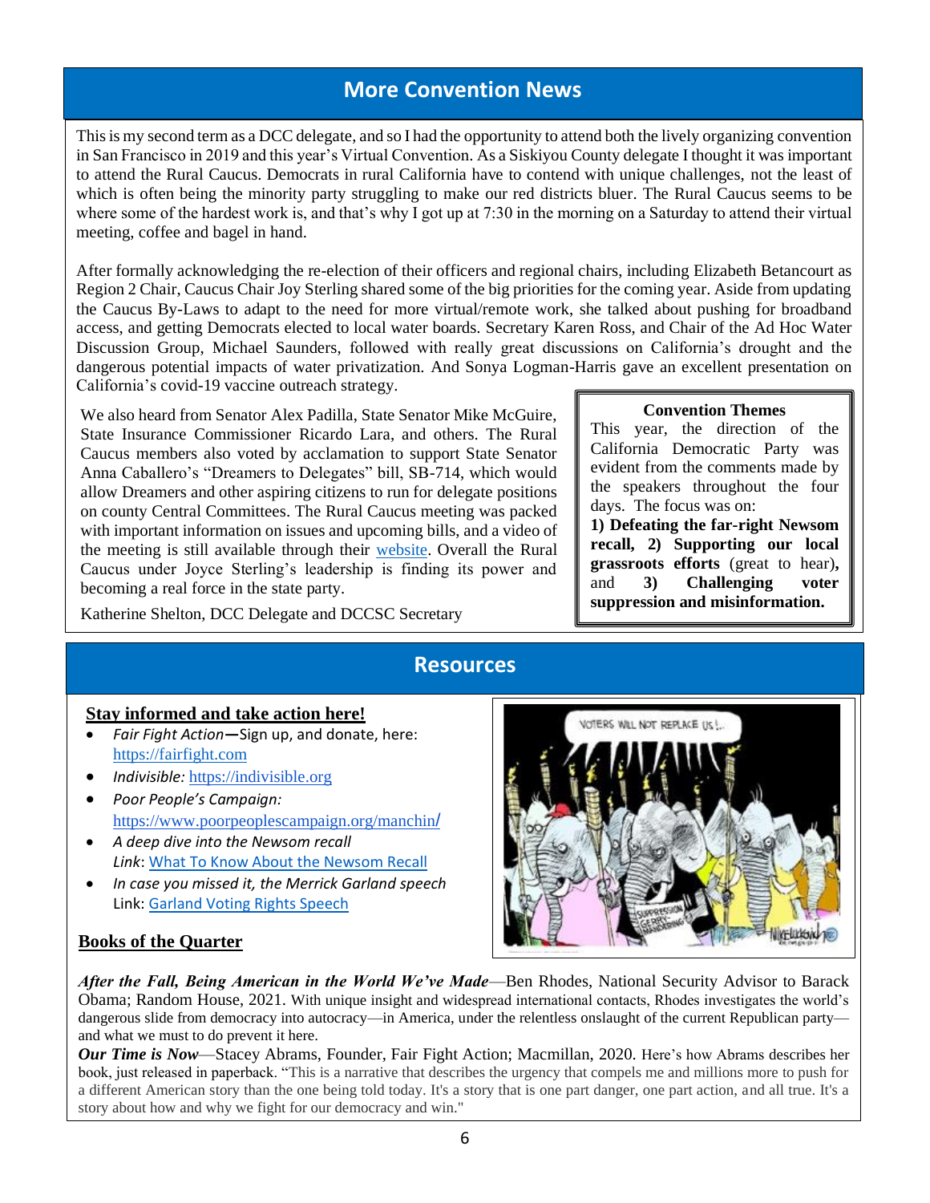## More Convention News

This is my second term as a DCC delegate, and so I had the opportunity to attend both the lively organizing convention in San Francisco in 2019 and this year's Virtual Convention. As a Siskiyou County delegate I thought it was important to attend the Rural Caucus. Democrats in rural California have to contend with unique challenges, not the least of which is often being the minority party struggling to make our red districts bluer. The Rural Caucus seems to be where some of the hardest work is, and that's why I got up at 7:30 in the morning on a Saturday to attend their virtual meeting, coffee and bagel in hand.

After formally acknowledging the re-election of their officers and regional chairs, including Elizabeth Betancourt as Region 2 Chair, Caucus Chair Joy Sterling shared some of the big priorities for the coming year. Aside from updating the Caucus By-Laws to adapt to the need for more virtual/remote work, she talked about pushing for broadband access, and getting Democrats elected to local water boards. Secretary Karen Ross, and Chair of the Ad Hoc Water Discussion Group, Michael Saunders, followed with really great discussions on California's drought and the dangerous potential impacts of water privatization. And Sonya Logman-Harris gave an excellent presentation on California's covid-19 vaccine outreach strategy.

We also heard from Senator Alex Padilla, State Senator Mike McGuire, State Insurance Commissioner Ricardo Lara, and others. The Rural Caucus members also voted by acclamation to support State Senator Anna Caballero's "Dreamers to Delegates" bill, SB-714, which would allow Dreamers and other aspiring citizens to run for delegate positions on county Central Committees. The Rural Caucus meeting was packed with important information on issues and upcoming bills, and a video of the meeting is still available through their website. Overall the Rural Caucus under Joyce Sterling's leadership is finding its power and becoming a real force in the state party.

Katherine Shelton, DCC Delegate and DCCSC Secretary

**Convention Themes**

This year, the direction of the California Democratic Party was evident from the comments made by the speakers throughout the four days. The focus was on: **1) Defeating the far-right Newsom recall, 2) Supporting our local grassroots efforts** (great to hear)**,** and **3) Challenging voter suppression and misinformation.**

## Resources

**Stay informed and take action here!**

- *Fair Fight Action*—Sign up, and donate, here: https://fairfight.com
- *Indivisible:* https://indivisible.org
- *Poor People's Campaign:* https://www.poorpeoplescampaign.org/manchin/
- *A deep dive into the Newsom recall* Link: What To Know About the Newsom Recall
- *In case you missed it, the Merrick Garland speech* Link: Garland Voting Rights Speech

**Books of the Quarter**

***After the Fall, Being American in the World We've Made***—Ben Rhodes, National Security Advisor to Barack Obama; Random House, 2021. With unique insight and widespread international contacts, Rhodes investigates the world's dangerous slide from democracy into autocracy—in America, under the relentless onslaught of the current Republican party—and what we must to do prevent it here.

***Our Time is Now***—Stacey Abrams, Founder, Fair Fight Action; Macmillan, 2020. Here's how Abrams describes her book, just released in paperback. "This is a narrative that describes the urgency that compels me and millions more to push for a different American story than the one being told today. It's a story that is one part danger, one part action, and all true. It's a story about how and why we fight for our democracy and win."